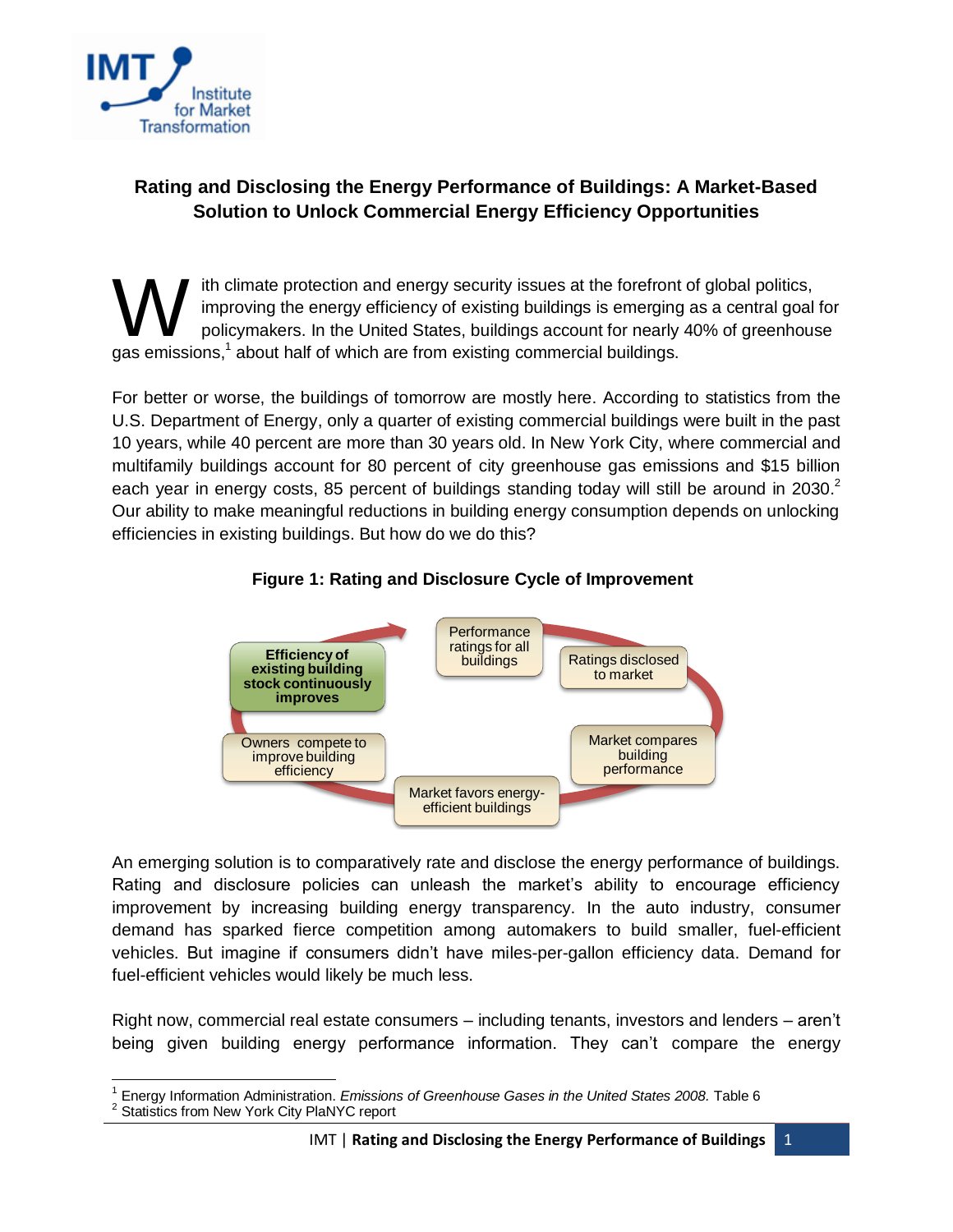# Rating and Disclosing the Energy Performance of Buildings: A Market-Based Solution to Unlock Commercial Energy Efficiency Opportunities

With climate protection and energy security issues at the forefront of global politics, improving the energy efficiency of existing buildings is emerging as a central goal for policymakers. In the United States, buildings account for nearly 40% of greenhouse gas emissions,[1] about half of which are from existing commercial buildings.

For better or worse, the buildings of tomorrow are mostly here. According to statistics from the U.S. Department of Energy, only a quarter of existing commercial buildings were built in the past 10 years, while 40 percent are more than 30 years old. In New York City, where commercial and multifamily buildings account for 80 percent of city greenhouse gas emissions and $15 billion each year in energy costs, 85 percent of buildings standing today will still be around in 2030.[2] Our ability to make meaningful reductions in building energy consumption depends on unlocking efficiencies in existing buildings. But how do we do this?

**Figure 1: Rating and Disclosure Cycle of Improvement**

Performance ratings for all buildings → Ratings disclosed to market → Market compares building performance → Market favors energy-efficient buildings → Owners compete to improve building efficiency → **Efficiency of existing building stock continuously improves**

An emerging solution is to comparatively rate and disclose the energy performance of buildings. Rating and disclosure policies can unleash the market's ability to encourage efficiency improvement by increasing building energy transparency. In the auto industry, consumer demand has sparked fierce competition among automakers to build smaller, fuel-efficient vehicles. But imagine if consumers didn't have miles-per-gallon efficiency data. Demand for fuel-efficient vehicles would likely be much less.

Right now, commercial real estate consumers – including tenants, investors and lenders – aren't being given building energy performance information. They can't compare the energy

---

[1] Energy Information Administration. *Emissions of Greenhouse Gases in the United States 2008.* Table 6

[2] Statistics from New York City PlaNYC report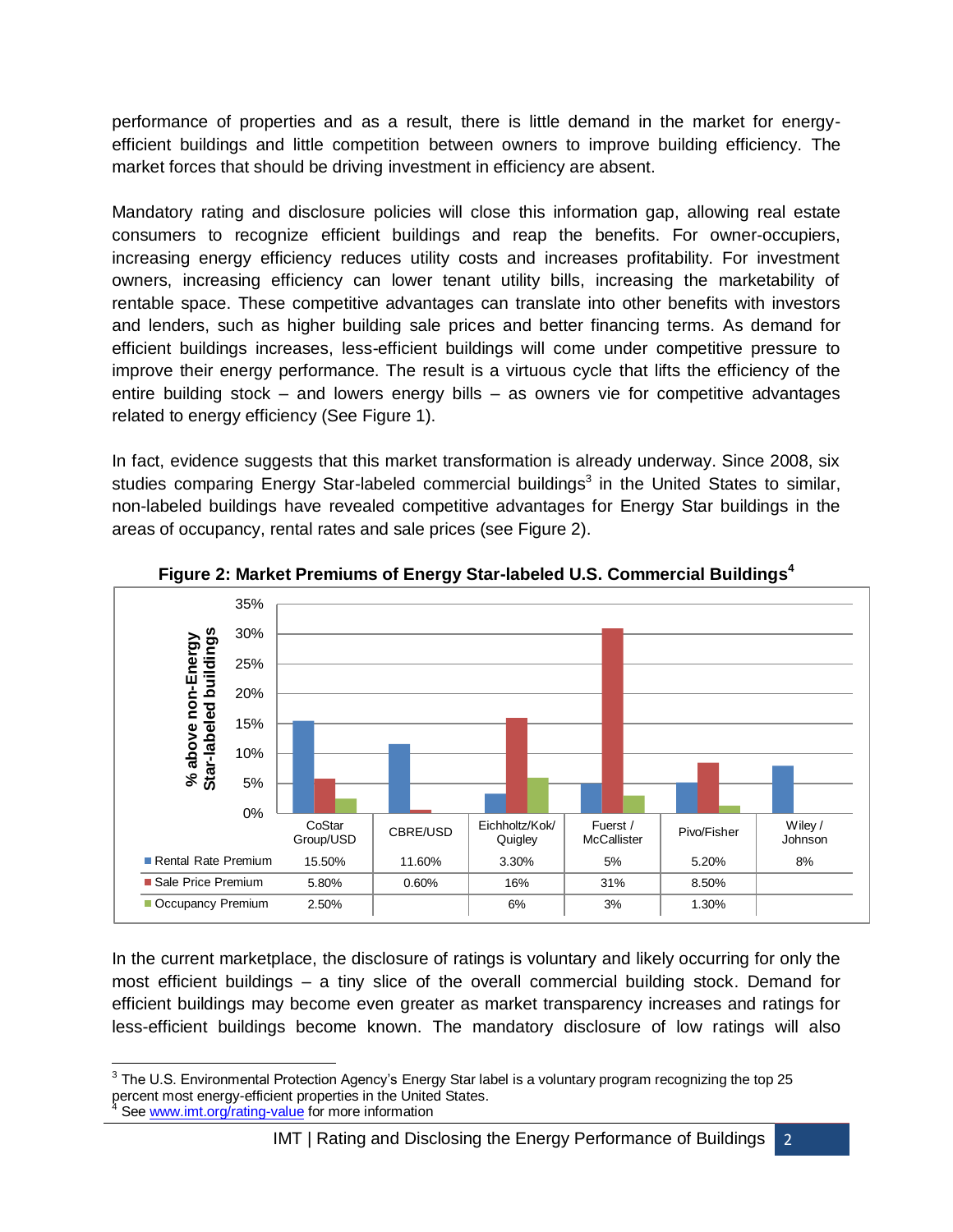performance of properties and as a result, there is little demand in the market for energy-efficient buildings and little competition between owners to improve building efficiency. The market forces that should be driving investment in efficiency are absent.

Mandatory rating and disclosure policies will close this information gap, allowing real estate consumers to recognize efficient buildings and reap the benefits. For owner-occupiers, increasing energy efficiency reduces utility costs and increases profitability. For investment owners, increasing efficiency can lower tenant utility bills, increasing the marketability of rentable space. These competitive advantages can translate into other benefits with investors and lenders, such as higher building sale prices and better financing terms. As demand for efficient buildings increases, less-efficient buildings will come under competitive pressure to improve their energy performance. The result is a virtuous cycle that lifts the efficiency of the entire building stock – and lowers energy bills – as owners vie for competitive advantages related to energy efficiency (See Figure 1).

In fact, evidence suggests that this market transformation is already underway. Since 2008, six studies comparing Energy Star-labeled commercial buildings[3] in the United States to similar, non-labeled buildings have revealed competitive advantages for Energy Star buildings in the areas of occupancy, rental rates and sale prices (see Figure 2).

**Figure 2: Market Premiums of Energy Star-labeled U.S. Commercial Buildings[4]**

| | CoStar Group/USD | CBRE/USD | Eichholtz/Kok/Quigley | Fuerst / McCallister | Pivo/Fisher | Wiley / Johnson |
|---|---|---|---|---|---|---|
| Rental Rate Premium | 15.50% | 11.60% | 3.30% | 5% | 5.20% | 8% |
| Sale Price Premium | 5.80% | 0.60% | 16% | 31% | 8.50% | |
| Occupancy Premium | 2.50% | | 6% | 3% | 1.30% | |

In the current marketplace, the disclosure of ratings is voluntary and likely occurring for only the most efficient buildings – a tiny slice of the overall commercial building stock. Demand for efficient buildings may become even greater as market transparency increases and ratings for less-efficient buildings become known. The mandatory disclosure of low ratings will also

---

[3] The U.S. Environmental Protection Agency's Energy Star label is a voluntary program recognizing the top 25 percent most energy-efficient properties in the United States.

[4] See www.imt.org/rating-value for more information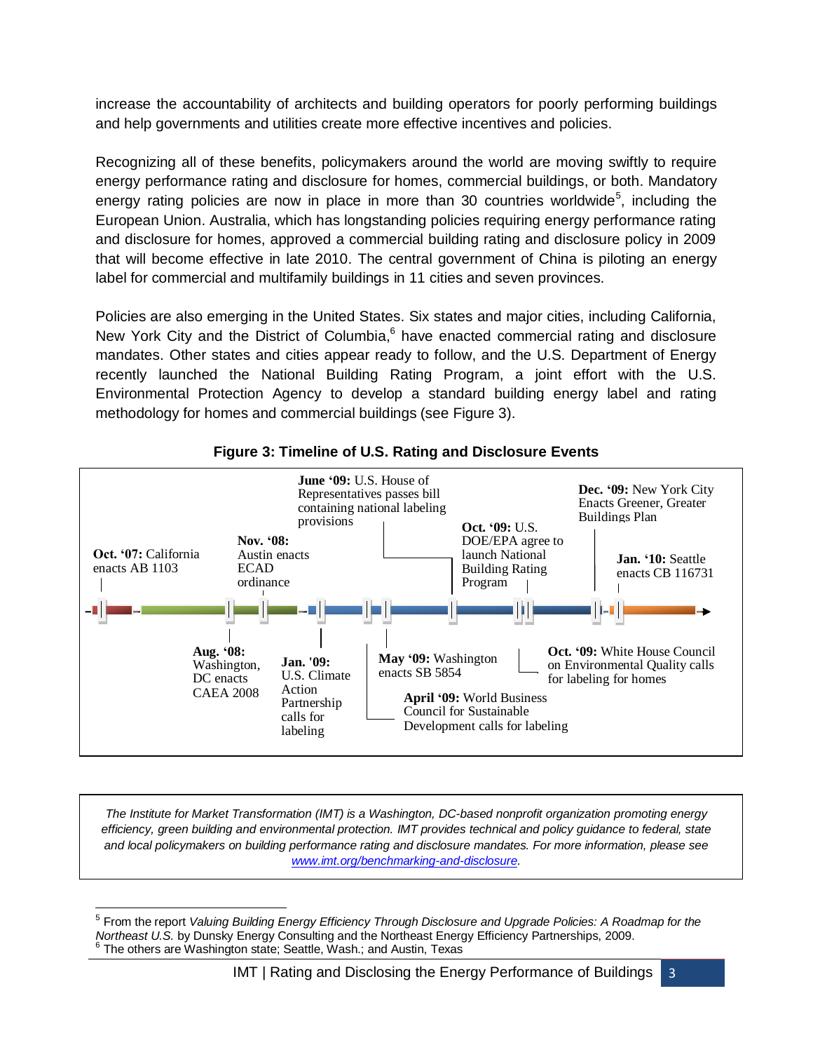increase the accountability of architects and building operators for poorly performing buildings and help governments and utilities create more effective incentives and policies.

Recognizing all of these benefits, policymakers around the world are moving swiftly to require energy performance rating and disclosure for homes, commercial buildings, or both. Mandatory energy rating policies are now in place in more than 30 countries worldwide[5], including the European Union. Australia, which has longstanding policies requiring energy performance rating and disclosure for homes, approved a commercial building rating and disclosure policy in 2009 that will become effective in late 2010. The central government of China is piloting an energy label for commercial and multifamily buildings in 11 cities and seven provinces.

Policies are also emerging in the United States. Six states and major cities, including California, New York City and the District of Columbia,[6] have enacted commercial rating and disclosure mandates. Other states and cities appear ready to follow, and the U.S. Department of Energy recently launched the National Building Rating Program, a joint effort with the U.S. Environmental Protection Agency to develop a standard building energy label and rating methodology for homes and commercial buildings (see Figure 3).

**Figure 3: Timeline of U.S. Rating and Disclosure Events**

**Oct. '07:** California enacts AB 1103

**Aug. '08:** Washington, DC enacts CAEA 2008

**Nov. '08:** Austin enacts ECAD ordinance

**Jan. '09:** U.S. Climate Action Partnership calls for labeling

**April '09:** World Business Council for Sustainable Development calls for labeling

**May '09:** Washington enacts SB 5854

**June '09:** U.S. House of Representatives passes bill containing national labeling provisions

**Oct. '09:** U.S. DOE/EPA agree to launch National Building Rating Program

**Oct. '09:** White House Council on Environmental Quality calls for labeling for homes

**Dec. '09:** New York City Enacts Greener, Greater Buildings Plan

**Jan. '10:** Seattle enacts CB 116731

*The Institute for Market Transformation (IMT) is a Washington, DC-based nonprofit organization promoting energy efficiency, green building and environmental protection. IMT provides technical and policy guidance to federal, state and local policymakers on building performance rating and disclosure mandates. For more information, please see [www.imt.org/benchmarking-and-disclosure](http://www.imt.org/benchmarking-and-disclosure).*

---

[5] From the report *Valuing Building Energy Efficiency Through Disclosure and Upgrade Policies: A Roadmap for the Northeast U.S.* by Dunsky Energy Consulting and the Northeast Energy Efficiency Partnerships, 2009.

[6] The others are Washington state; Seattle, Wash.; and Austin, Texas